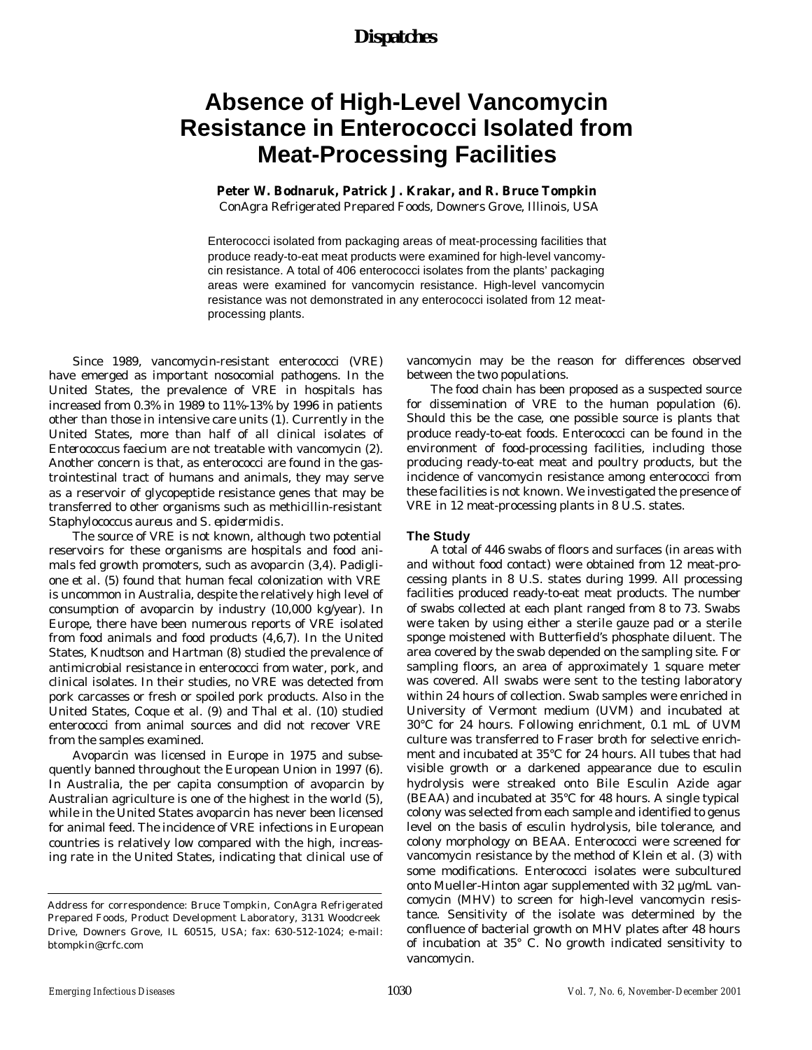# Absence of High-Level Vancomycin Resistance in Enterococci Isolated from Meat-Processing Facilities

**Peter W. Bodnaruk, Patrick J. Krakar, and R. Bruce Tompkin**

ConAgra Refrigerated Prepared Foods, Downers Grove, Illinois, USA

Enterococci isolated from packaging areas of meat-processing facilities that produce ready-to-eat meat products were examined for high-level vancomycin resistance. A total of 406 enterococci isolates from the plants' packaging areas were examined for vancomycin resistance. High-level vancomycin resistance was not demonstrated in any enterococci isolated from 12 meat-processing plants.

Since 1989, vancomycin-resistant enterococci (VRE) have emerged as important nosocomial pathogens. In the United States, the prevalence of VRE in hospitals has increased from 0.3% in 1989 to 11%-13% by 1996 in patients other than those in intensive care units (1). Currently in the United States, more than half of all clinical isolates of *Enterococcus faecium* are not treatable with vancomycin (2). Another concern is that, as enterococci are found in the gastrointestinal tract of humans and animals, they may serve as a reservoir of glycopeptide resistance genes that may be transferred to other organisms such as methicillin-resistant *Staphylococcus aureus* and *S. epidermidis*.

The source of VRE is not known, although two potential reservoirs for these organisms are hospitals and food animals fed growth promoters, such as avoparcin (3,4). Padiglione et al. (5) found that human fecal colonization with VRE is uncommon in Australia, despite the relatively high level of consumption of avoparcin by industry (10,000 kg/year). In Europe, there have been numerous reports of VRE isolated from food animals and food products (4,6,7). In the United States, Knudtson and Hartman (8) studied the prevalence of antimicrobial resistance in enterococci from water, pork, and clinical isolates. In their studies, no VRE was detected from pork carcasses or fresh or spoiled pork products. Also in the United States, Coque et al. (9) and Thal et al. (10) studied enterococci from animal sources and did not recover VRE from the samples examined.

Avoparcin was licensed in Europe in 1975 and subsequently banned throughout the European Union in 1997 (6). In Australia, the per capita consumption of avoparcin by Australian agriculture is one of the highest in the world (5), while in the United States avoparcin has never been licensed for animal feed. The incidence of VRE infections in European countries is relatively low compared with the high, increasing rate in the United States, indicating that clinical use of vancomycin may be the reason for differences observed between the two populations.

The food chain has been proposed as a suspected source for dissemination of VRE to the human population (6). Should this be the case, one possible source is plants that produce ready-to-eat foods. Enterococci can be found in the environment of food-processing facilities, including those producing ready-to-eat meat and poultry products, but the incidence of vancomycin resistance among enterococci from these facilities is not known. We investigated the presence of VRE in 12 meat-processing plants in 8 U.S. states.

## The Study

A total of 446 swabs of floors and surfaces (in areas with and without food contact) were obtained from 12 meat-processing plants in 8 U.S. states during 1999. All processing facilities produced ready-to-eat meat products. The number of swabs collected at each plant ranged from 8 to 73. Swabs were taken by using either a sterile gauze pad or a sterile sponge moistened with Butterfield's phosphate diluent. The area covered by the swab depended on the sampling site. For sampling floors, an area of approximately 1 square meter was covered. All swabs were sent to the testing laboratory within 24 hours of collection. Swab samples were enriched in University of Vermont medium (UVM) and incubated at 30°C for 24 hours. Following enrichment, 0.1 mL of UVM culture was transferred to Fraser broth for selective enrichment and incubated at 35°C for 24 hours. All tubes that had visible growth or a darkened appearance due to esculin hydrolysis were streaked onto Bile Esculin Azide agar (BEAA) and incubated at 35°C for 48 hours. A single typical colony was selected from each sample and identified to genus level on the basis of esculin hydrolysis, bile tolerance, and colony morphology on BEAA. Enterococci were screened for vancomycin resistance by the method of Klein et al. (3) with some modifications. Enterococci isolates were subcultured onto Mueller-Hinton agar supplemented with 32 µg/mL vancomycin (MHV) to screen for high-level vancomycin resistance. Sensitivity of the isolate was determined by the confluence of bacterial growth on MHV plates after 48 hours of incubation at 35° C. No growth indicated sensitivity to vancomycin.

Address for correspondence: Bruce Tompkin, ConAgra Refrigerated Prepared Foods, Product Development Laboratory, 3131 Woodcreek Drive, Downers Grove, IL 60515, USA; fax: 630-512-1024; e-mail: btompkin@crfc.com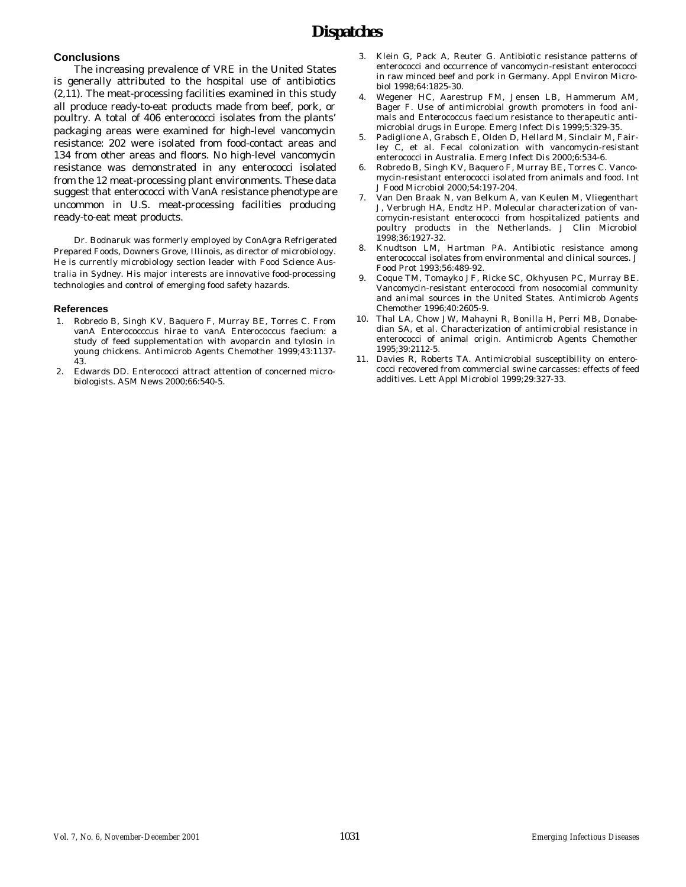## Conclusions

The increasing prevalence of VRE in the United States is generally attributed to the hospital use of antibiotics (2,11). The meat-processing facilities examined in this study all produce ready-to-eat products made from beef, pork, or poultry. A total of 406 enterococci isolates from the plants' packaging areas were examined for high-level vancomycin resistance: 202 were isolated from food-contact areas and 134 from other areas and floors. No high-level vancomycin resistance was demonstrated in any enterococci isolated from the 12 meat-processing plant environments. These data suggest that enterococci with VanA resistance phenotype are uncommon in U.S. meat-processing facilities producing ready-to-eat meat products.

Dr. Bodnaruk was formerly employed by ConAgra Refrigerated Prepared Foods, Downers Grove, Illinois, as director of microbiology. He is currently microbiology section leader with Food Science Australia in Sydney. His major interests are innovative food-processing technologies and control of emerging food safety hazards.

## References

1. Robredo B, Singh KV, Baquero F, Murray BE, Torres C. From vanA *Enterococccus hirae* to vanA *Enterococcus faecium*: a study of feed supplementation with avoparcin and tylosin in young chickens. Antimicrob Agents Chemother 1999;43:1137-43.
2. Edwards DD. Enterococci attract attention of concerned microbiologists. ASM News 2000;66:540-5.
3. Klein G, Pack A, Reuter G. Antibiotic resistance patterns of enterococci and occurrence of vancomycin-resistant enterococci in raw minced beef and pork in Germany. Appl Environ Microbiol 1998;64:1825-30.
4. Wegener HC, Aarestrup FM, Jensen LB, Hammerum AM, Bager F. Use of antimicrobial growth promoters in food animals and *Enterococcus faecium* resistance to therapeutic antimicrobial drugs in Europe. Emerg Infect Dis 1999;5:329-35.
5. Padiglione A, Grabsch E, Olden D, Hellard M, Sinclair M, Fairley C, et al. Fecal colonization with vancomycin-resistant enterococci in Australia. Emerg Infect Dis 2000;6:534-6.
6. Robredo B, Singh KV, Baquero F, Murray BE, Torres C. Vancomycin-resistant enterococci isolated from animals and food. Int J Food Microbiol 2000;54:197-204.
7. Van Den Braak N, van Belkum A, van Keulen M, Vliegenthart J, Verbrugh HA, Endtz HP. Molecular characterization of vancomycin-resistant enterococci from hospitalized patients and poultry products in the Netherlands. J Clin Microbiol 1998;36:1927-32.
8. Knudtson LM, Hartman PA. Antibiotic resistance among enterococcal isolates from environmental and clinical sources. J Food Prot 1993;56:489-92.
9. Coque TM, Tomayko JF, Ricke SC, Okhyusen PC, Murray BE. Vancomycin-resistant enterococci from nosocomial community and animal sources in the United States. Antimicrob Agents Chemother 1996;40:2605-9.
10. Thal LA, Chow JW, Mahayni R, Bonilla H, Perri MB, Donabedian SA, et al. Characterization of antimicrobial resistance in enterococci of animal origin. Antimicrob Agents Chemother 1995;39:2112-5.
11. Davies R, Roberts TA. Antimicrobial susceptibility on enterococci recovered from commercial swine carcasses: effects of feed additives. Lett Appl Microbiol 1999;29:327-33.